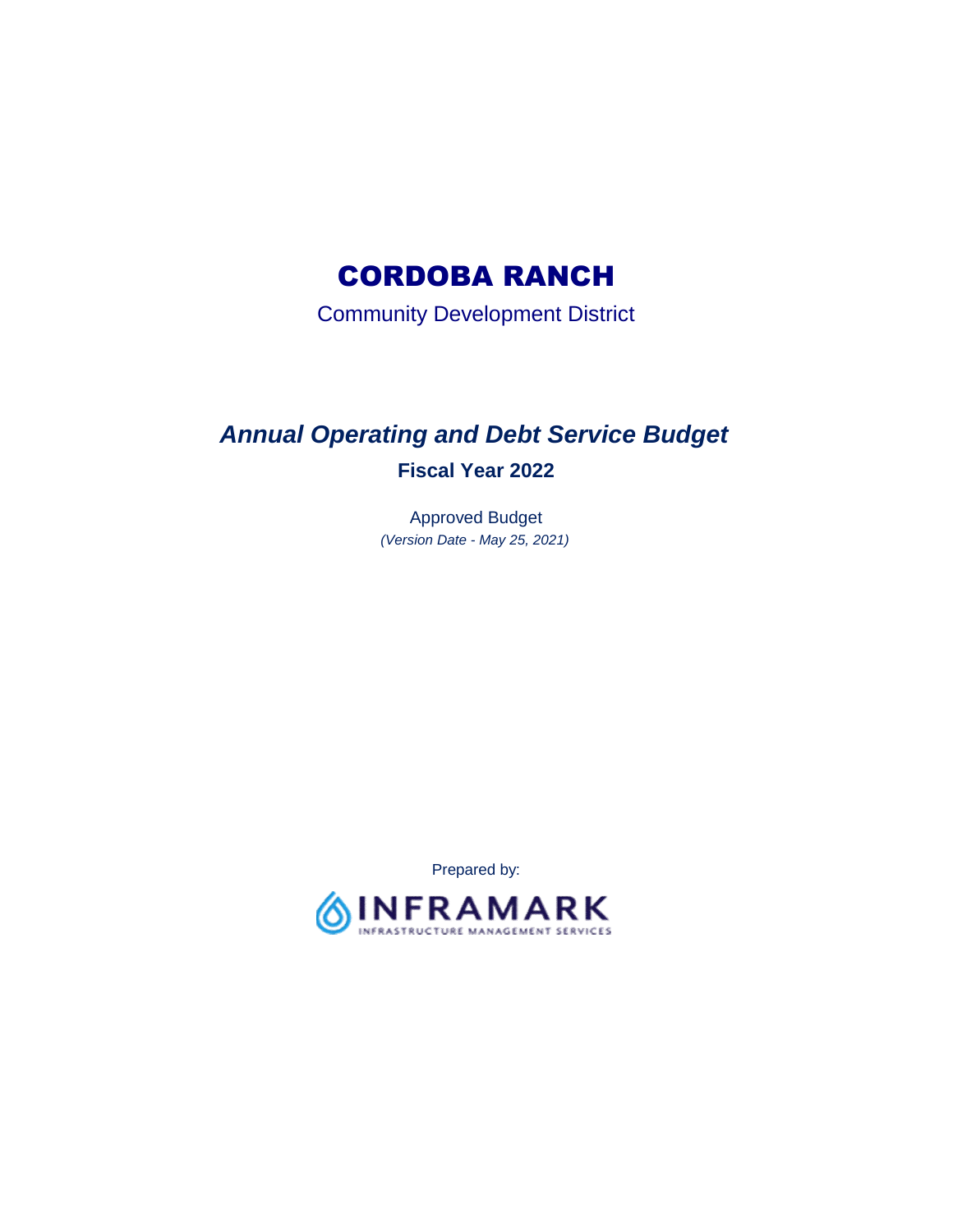# CORDOBA RANCH

Community Development District

## *Annual Operating and Debt Service Budget*

### Fiscal Year 2022

Approved Budget

*(Version Date - May 25, 2021)*

Prepared by:

INFRAMARK

INFRASTRUCTURE MANAGEMENT SERVICES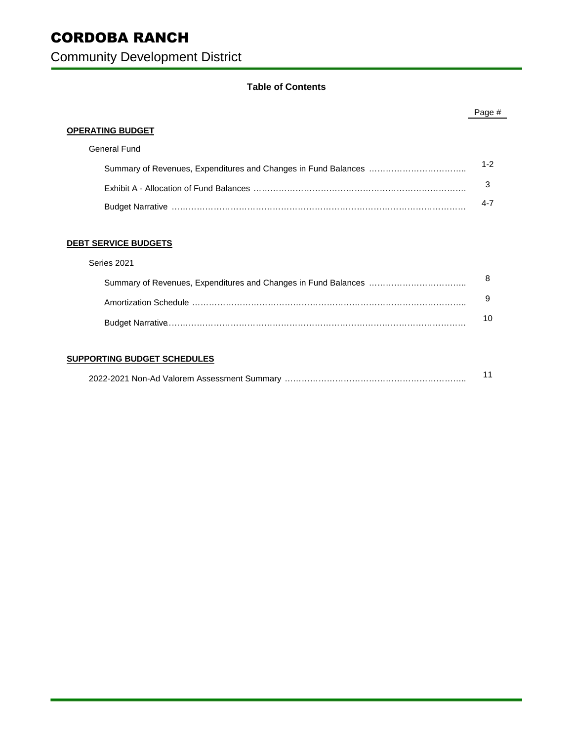# CORDOBA RANCH

## Community Development District

### Table of Contents

| | Page # |
|---|---|
| **OPERATING BUDGET** | |
| General Fund | |
| Summary of Revenues, Expenditures and Changes in Fund Balances | 1-2 |
| Exhibit A - Allocation of Fund Balances | 3 |
| Budget Narrative | 4-7 |
| **DEBT SERVICE BUDGETS** | |
| Series 2021 | |
| Summary of Revenues, Expenditures and Changes in Fund Balances | 8 |
| Amortization Schedule | 9 |
| Budget Narrative | 10 |
| **SUPPORTING BUDGET SCHEDULES** | |
| 2022-2021 Non-Ad Valorem Assessment Summary | 11 |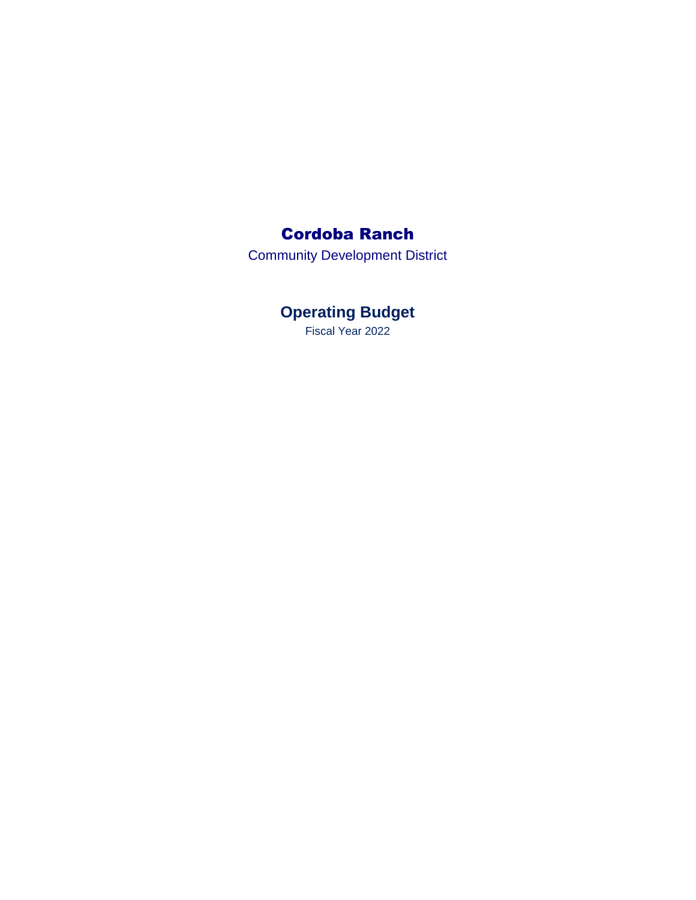# Cordoba Ranch

Community Development District

## Operating Budget

Fiscal Year 2022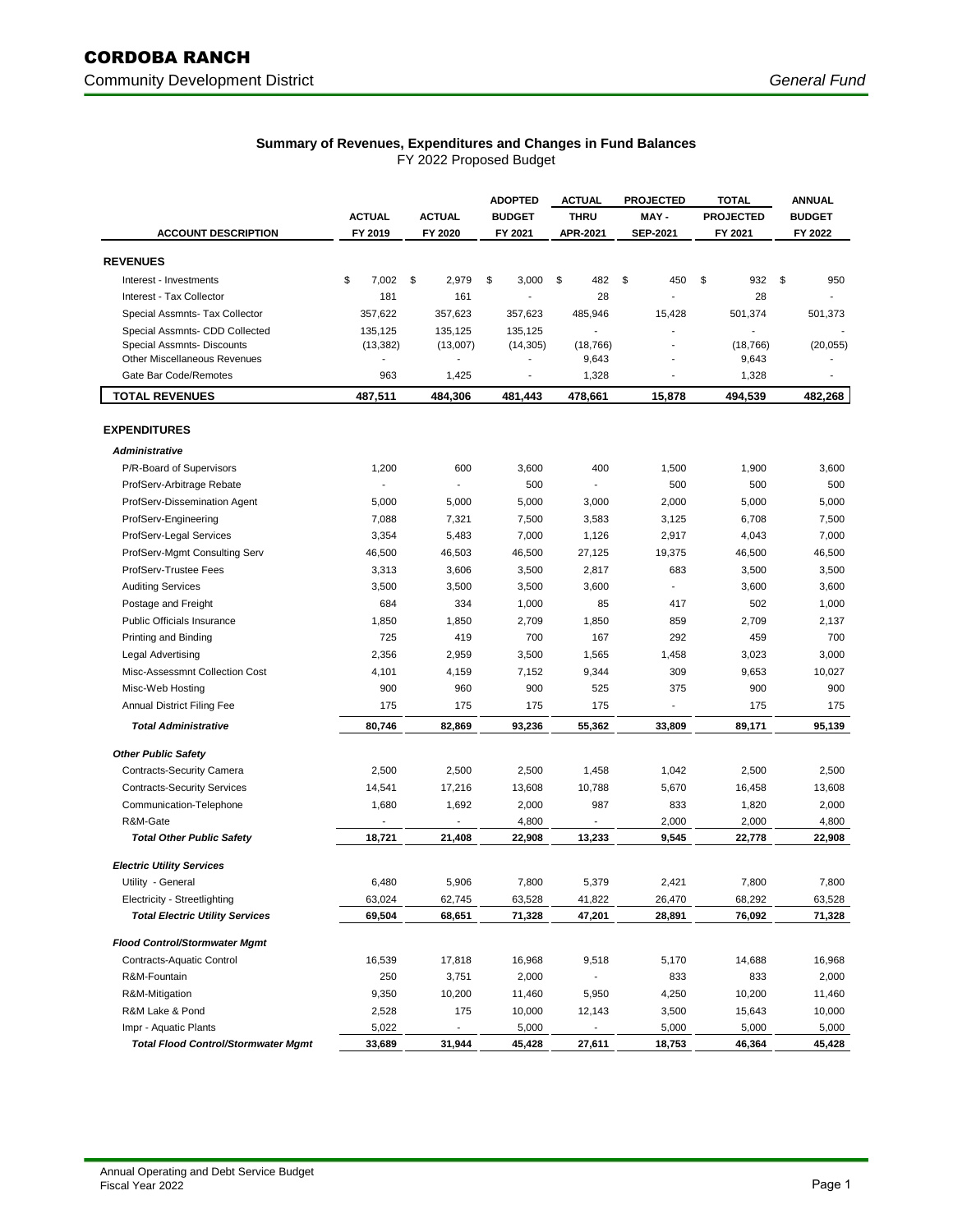# CORDOBA RANCH

Community Development District

*General Fund*

## Summary of Revenues, Expenditures and Changes in Fund Balances

FY 2022 Proposed Budget

| ACCOUNT DESCRIPTION | ACTUAL FY 2019 | ACTUAL FY 2020 | ADOPTED BUDGET FY 2021 | ACTUAL THRU APR-2021 | PROJECTED MAY - SEP-2021 | TOTAL PROJECTED FY 2021 | ANNUAL BUDGET FY 2022 |
|---|---|---|---|---|---|---|---|
| **REVENUES** | | | | | | | |
| Interest - Investments | $ 7,002 | $ 2,979 | $ 3,000 | $ 482 | $ 450 | $ 932 | $ 950 |
| Interest - Tax Collector | 181 | 161 | - | 28 | - | 28 | - |
| Special Assmnts- Tax Collector | 357,622 | 357,623 | 357,623 | 485,946 | 15,428 | 501,374 | 501,373 |
| Special Assmnts- CDD Collected | 135,125 | 135,125 | 135,125 | - | - | - | - |
| Special Assmnts- Discounts | (13,382) | (13,007) | (14,305) | (18,766) | - | (18,766) | (20,055) |
| Other Miscellaneous Revenues | - | - | - | 9,643 | - | 9,643 | - |
| Gate Bar Code/Remotes | 963 | 1,425 | - | 1,328 | - | 1,328 | - |
| **TOTAL REVENUES** | **487,511** | **484,306** | **481,443** | **478,661** | **15,878** | **494,539** | **482,268** |
| **EXPENDITURES** | | | | | | | |
| ***Administrative*** | | | | | | | |
| P/R-Board of Supervisors | 1,200 | 600 | 3,600 | 400 | 1,500 | 1,900 | 3,600 |
| ProfServ-Arbitrage Rebate | - | - | 500 | - | 500 | 500 | 500 |
| ProfServ-Dissemination Agent | 5,000 | 5,000 | 5,000 | 3,000 | 2,000 | 5,000 | 5,000 |
| ProfServ-Engineering | 7,088 | 7,321 | 7,500 | 3,583 | 3,125 | 6,708 | 7,500 |
| ProfServ-Legal Services | 3,354 | 5,483 | 7,000 | 1,126 | 2,917 | 4,043 | 7,000 |
| ProfServ-Mgmt Consulting Serv | 46,500 | 46,503 | 46,500 | 27,125 | 19,375 | 46,500 | 46,500 |
| ProfServ-Trustee Fees | 3,313 | 3,606 | 3,500 | 2,817 | 683 | 3,500 | 3,500 |
| Auditing Services | 3,500 | 3,500 | 3,500 | 3,600 | - | 3,600 | 3,600 |
| Postage and Freight | 684 | 334 | 1,000 | 85 | 417 | 502 | 1,000 |
| Public Officials Insurance | 1,850 | 1,850 | 2,709 | 1,850 | 859 | 2,709 | 2,137 |
| Printing and Binding | 725 | 419 | 700 | 167 | 292 | 459 | 700 |
| Legal Advertising | 2,356 | 2,959 | 3,500 | 1,565 | 1,458 | 3,023 | 3,000 |
| Misc-Assessmnt Collection Cost | 4,101 | 4,159 | 7,152 | 9,344 | 309 | 9,653 | 10,027 |
| Misc-Web Hosting | 900 | 960 | 900 | 525 | 375 | 900 | 900 |
| Annual District Filing Fee | 175 | 175 | 175 | 175 | - | 175 | 175 |
| ***Total Administrative*** | **80,746** | **82,869** | **93,236** | **55,362** | **33,809** | **89,171** | **95,139** |
| ***Other Public Safety*** | | | | | | | |
| Contracts-Security Camera | 2,500 | 2,500 | 2,500 | 1,458 | 1,042 | 2,500 | 2,500 |
| Contracts-Security Services | 14,541 | 17,216 | 13,608 | 10,788 | 5,670 | 16,458 | 13,608 |
| Communication-Telephone | 1,680 | 1,692 | 2,000 | 987 | 833 | 1,820 | 2,000 |
| R&M-Gate | - | - | 4,800 | - | 2,000 | 2,000 | 4,800 |
| ***Total Other Public Safety*** | **18,721** | **21,408** | **22,908** | **13,233** | **9,545** | **22,778** | **22,908** |
| ***Electric Utility Services*** | | | | | | | |
| Utility - General | 6,480 | 5,906 | 7,800 | 5,379 | 2,421 | 7,800 | 7,800 |
| Electricity - Streetlighting | 63,024 | 62,745 | 63,528 | 41,822 | 26,470 | 68,292 | 63,528 |
| ***Total Electric Utility Services*** | **69,504** | **68,651** | **71,328** | **47,201** | **28,891** | **76,092** | **71,328** |
| ***Flood Control/Stormwater Mgmt*** | | | | | | | |
| Contracts-Aquatic Control | 16,539 | 17,818 | 16,968 | 9,518 | 5,170 | 14,688 | 16,968 |
| R&M-Fountain | 250 | 3,751 | 2,000 | - | 833 | 833 | 2,000 |
| R&M-Mitigation | 9,350 | 10,200 | 11,460 | 5,950 | 4,250 | 10,200 | 11,460 |
| R&M Lake & Pond | 2,528 | 175 | 10,000 | 12,143 | 3,500 | 15,643 | 10,000 |
| Impr - Aquatic Plants | 5,022 | - | 5,000 | - | 5,000 | 5,000 | 5,000 |
| ***Total Flood Control/Stormwater Mgmt*** | **33,689** | **31,944** | **45,428** | **27,611** | **18,753** | **46,364** | **45,428** |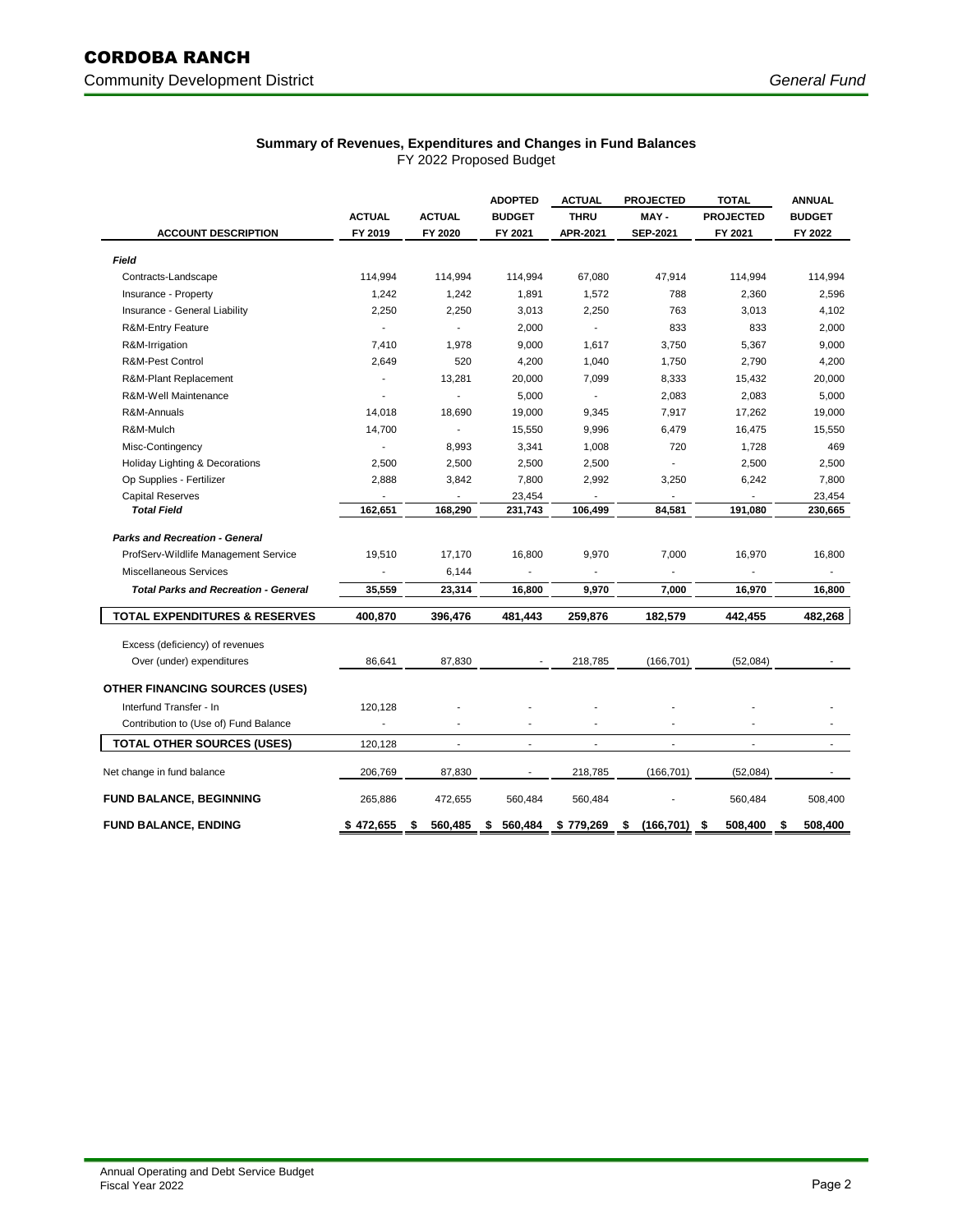# CORDOBA RANCH

Community Development District

*General Fund*

**Summary of Revenues, Expenditures and Changes in Fund Balances**

FY 2022 Proposed Budget

| ACCOUNT DESCRIPTION | ACTUAL FY 2019 | ACTUAL FY 2020 | ADOPTED BUDGET FY 2021 | ACTUAL THRU APR-2021 | PROJECTED MAY - SEP-2021 | TOTAL PROJECTED FY 2021 | ANNUAL BUDGET FY 2022 |
|---|---|---|---|---|---|---|---|
| ***Field*** | | | | | | | |
| Contracts-Landscape | 114,994 | 114,994 | 114,994 | 67,080 | 47,914 | 114,994 | 114,994 |
| Insurance - Property | 1,242 | 1,242 | 1,891 | 1,572 | 788 | 2,360 | 2,596 |
| Insurance - General Liability | 2,250 | 2,250 | 3,013 | 2,250 | 763 | 3,013 | 4,102 |
| R&M-Entry Feature | - | - | 2,000 | - | 833 | 833 | 2,000 |
| R&M-Irrigation | 7,410 | 1,978 | 9,000 | 1,617 | 3,750 | 5,367 | 9,000 |
| R&M-Pest Control | 2,649 | 520 | 4,200 | 1,040 | 1,750 | 2,790 | 4,200 |
| R&M-Plant Replacement | - | 13,281 | 20,000 | 7,099 | 8,333 | 15,432 | 20,000 |
| R&M-Well Maintenance | - | - | 5,000 | - | 2,083 | 2,083 | 5,000 |
| R&M-Annuals | 14,018 | 18,690 | 19,000 | 9,345 | 7,917 | 17,262 | 19,000 |
| R&M-Mulch | 14,700 | - | 15,550 | 9,996 | 6,479 | 16,475 | 15,550 |
| Misc-Contingency | - | 8,993 | 3,341 | 1,008 | 720 | 1,728 | 469 |
| Holiday Lighting & Decorations | 2,500 | 2,500 | 2,500 | 2,500 | - | 2,500 | 2,500 |
| Op Supplies - Fertilizer | 2,888 | 3,842 | 7,800 | 2,992 | 3,250 | 6,242 | 7,800 |
| Capital Reserves | - | - | 23,454 | - | - | - | 23,454 |
| ***Total Field*** | **162,651** | **168,290** | **231,743** | **106,499** | **84,581** | **191,080** | **230,665** |
| ***Parks and Recreation - General*** | | | | | | | |
| ProfServ-Wildlife Management Service | 19,510 | 17,170 | 16,800 | 9,970 | 7,000 | 16,970 | 16,800 |
| Miscellaneous Services | - | 6,144 | - | - | - | - | - |
| ***Total Parks and Recreation - General*** | **35,559** | **23,314** | **16,800** | **9,970** | **7,000** | **16,970** | **16,800** |
| **TOTAL EXPENDITURES & RESERVES** | **400,870** | **396,476** | **481,443** | **259,876** | **182,579** | **442,455** | **482,268** |
| Excess (deficiency) of revenues Over (under) expenditures | 86,641 | 87,830 | - | 218,785 | (166,701) | (52,084) | - |
| **OTHER FINANCING SOURCES (USES)** | | | | | | | |
| Interfund Transfer - In | 120,128 | - | - | - | - | - | - |
| Contribution to (Use of) Fund Balance | - | - | - | - | - | - | - |
| **TOTAL OTHER SOURCES (USES)** | 120,128 | - | - | - | - | - | - |
| Net change in fund balance | 206,769 | 87,830 | - | 218,785 | (166,701) | (52,084) | - |
| **FUND BALANCE, BEGINNING** | 265,886 | 472,655 | 560,484 | 560,484 | - | 560,484 | 508,400 |
| **FUND BALANCE, ENDING** | **$ 472,655** | **$ 560,485** | **$ 560,484** | **$ 779,269** | **$ (166,701)** | **$ 508,400** | **$ 508,400** |

Annual Operating and Debt Service Budget
Fiscal Year 2022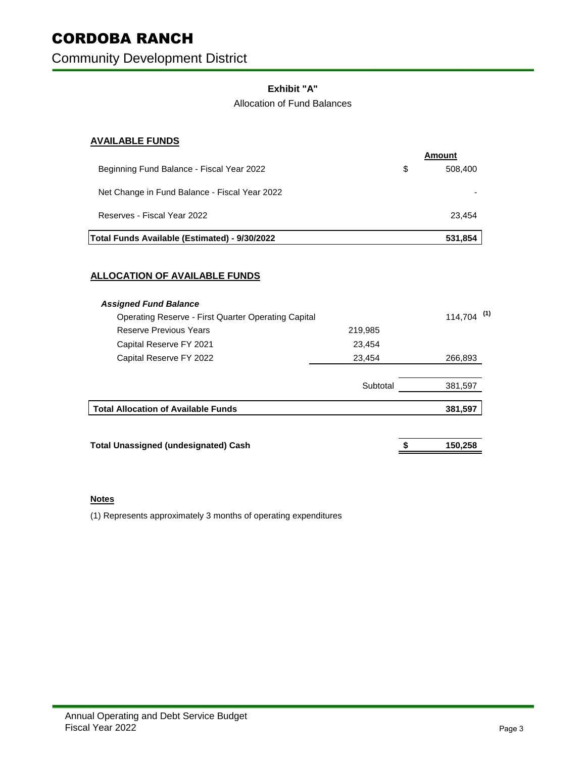# CORDOBA RANCH

Community Development District

## Exhibit "A"

Allocation of Fund Balances

### AVAILABLE FUNDS

| | | Amount |
|---|---|---|
| Beginning Fund Balance - Fiscal Year 2022 | | $ 508,400 |
| Net Change in Fund Balance - Fiscal Year 2022 | | - |
| Reserves - Fiscal Year 2022 | | 23,454 |
| **Total Funds Available (Estimated) - 9/30/2022** | | **531,854** |

### ALLOCATION OF AVAILABLE FUNDS

| | | |
|---|---|---|
| ***Assigned Fund Balance*** | | |
| Operating Reserve - First Quarter Operating Capital | | 114,704 [(1)] |
| Reserve Previous Years | 219,985 | |
| Capital Reserve FY 2021 | 23,454 | |
| Capital Reserve FY 2022 | 23,454 | 266,893 |
| | Subtotal | 381,597 |
| **Total Allocation of Available Funds** | | **381,597** |
| | | |
| **Total Unassigned (undesignated) Cash** | | **$ 150,258** |

**Notes**

(1) Represents approximately 3 months of operating expenditures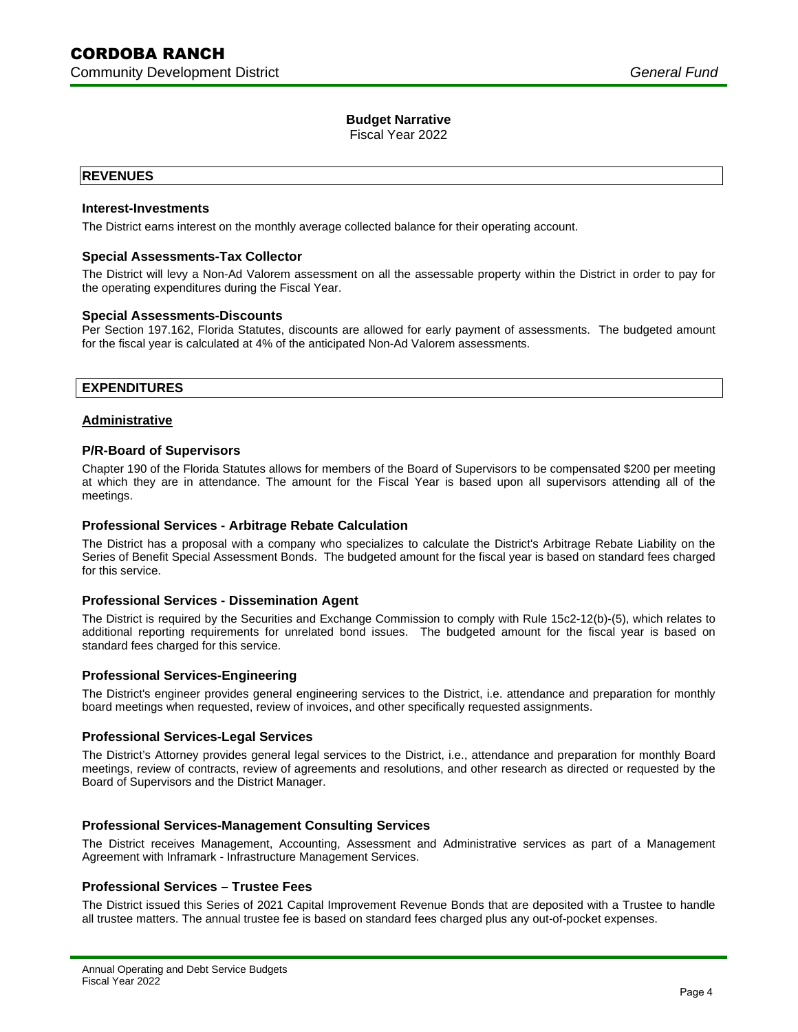# Budget Narrative

Fiscal Year 2022

## REVENUES

### Interest-Investments

The District earns interest on the monthly average collected balance for their operating account.

### Special Assessments-Tax Collector

The District will levy a Non-Ad Valorem assessment on all the assessable property within the District in order to pay for the operating expenditures during the Fiscal Year.

### Special Assessments-Discounts

Per Section 197.162, Florida Statutes, discounts are allowed for early payment of assessments. The budgeted amount for the fiscal year is calculated at 4% of the anticipated Non-Ad Valorem assessments.

## EXPENDITURES

### Administrative

### P/R-Board of Supervisors

Chapter 190 of the Florida Statutes allows for members of the Board of Supervisors to be compensated $200 per meeting at which they are in attendance. The amount for the Fiscal Year is based upon all supervisors attending all of the meetings.

### Professional Services - Arbitrage Rebate Calculation

The District has a proposal with a company who specializes to calculate the District's Arbitrage Rebate Liability on the Series of Benefit Special Assessment Bonds. The budgeted amount for the fiscal year is based on standard fees charged for this service.

### Professional Services - Dissemination Agent

The District is required by the Securities and Exchange Commission to comply with Rule 15c2-12(b)-(5), which relates to additional reporting requirements for unrelated bond issues. The budgeted amount for the fiscal year is based on standard fees charged for this service.

### Professional Services-Engineering

The District's engineer provides general engineering services to the District, i.e. attendance and preparation for monthly board meetings when requested, review of invoices, and other specifically requested assignments.

### Professional Services-Legal Services

The District's Attorney provides general legal services to the District, i.e., attendance and preparation for monthly Board meetings, review of contracts, review of agreements and resolutions, and other research as directed or requested by the Board of Supervisors and the District Manager.

### Professional Services-Management Consulting Services

The District receives Management, Accounting, Assessment and Administrative services as part of a Management Agreement with Inframark - Infrastructure Management Services.

### Professional Services – Trustee Fees

The District issued this Series of 2021 Capital Improvement Revenue Bonds that are deposited with a Trustee to handle all trustee matters. The annual trustee fee is based on standard fees charged plus any out-of-pocket expenses.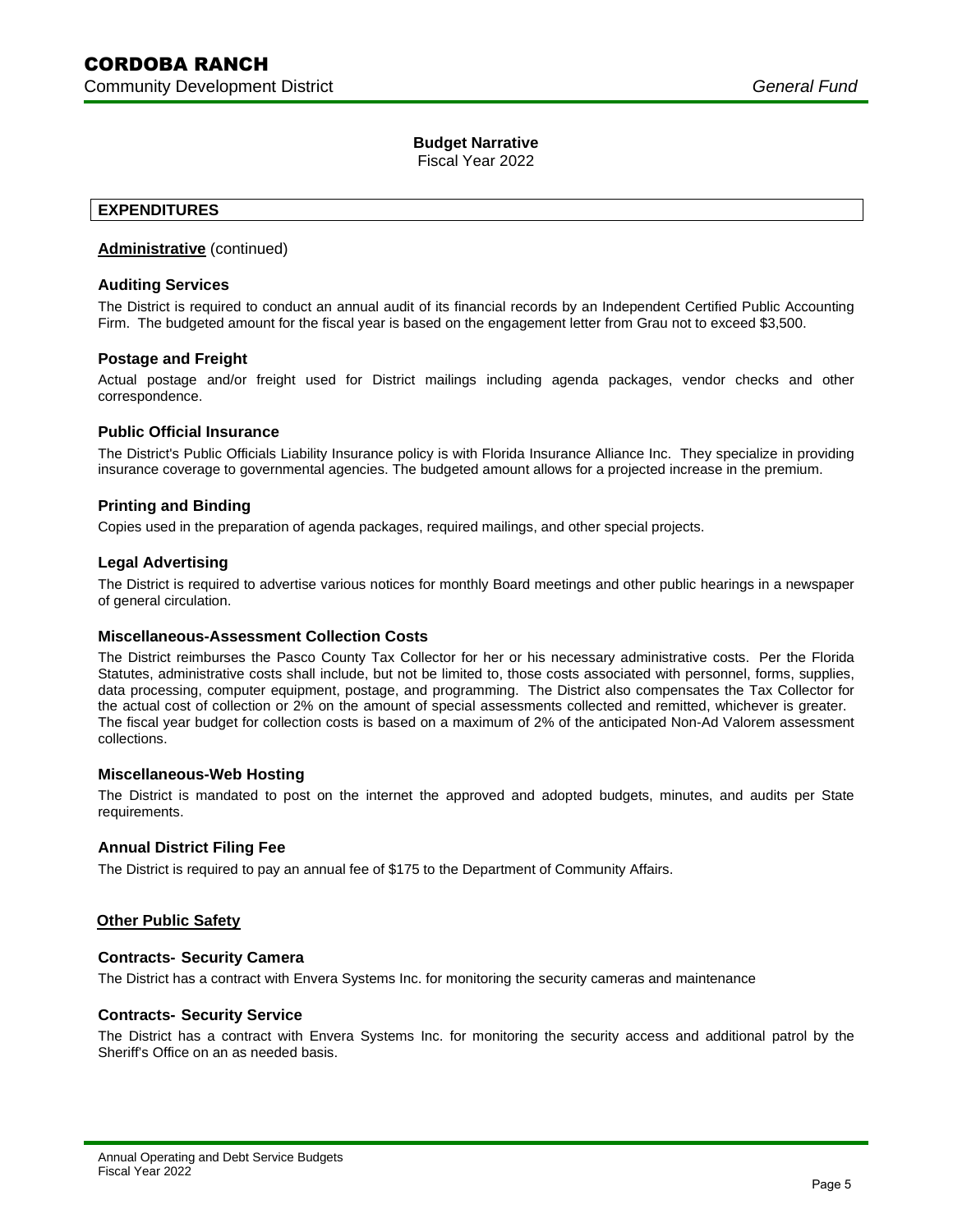# CORDOBA RANCH

Community Development District *General Fund*

**Budget Narrative**
Fiscal Year 2022

## EXPENDITURES

**Administrative** (continued)

### Auditing Services

The District is required to conduct an annual audit of its financial records by an Independent Certified Public Accounting Firm. The budgeted amount for the fiscal year is based on the engagement letter from Grau not to exceed $3,500.

### Postage and Freight

Actual postage and/or freight used for District mailings including agenda packages, vendor checks and other correspondence.

### Public Official Insurance

The District's Public Officials Liability Insurance policy is with Florida Insurance Alliance Inc. They specialize in providing insurance coverage to governmental agencies. The budgeted amount allows for a projected increase in the premium.

### Printing and Binding

Copies used in the preparation of agenda packages, required mailings, and other special projects.

### Legal Advertising

The District is required to advertise various notices for monthly Board meetings and other public hearings in a newspaper of general circulation.

### Miscellaneous-Assessment Collection Costs

The District reimburses the Pasco County Tax Collector for her or his necessary administrative costs. Per the Florida Statutes, administrative costs shall include, but not be limited to, those costs associated with personnel, forms, supplies, data processing, computer equipment, postage, and programming. The District also compensates the Tax Collector for the actual cost of collection or 2% on the amount of special assessments collected and remitted, whichever is greater. The fiscal year budget for collection costs is based on a maximum of 2% of the anticipated Non-Ad Valorem assessment collections.

### Miscellaneous-Web Hosting

The District is mandated to post on the internet the approved and adopted budgets, minutes, and audits per State requirements.

### Annual District Filing Fee

The District is required to pay an annual fee of $175 to the Department of Community Affairs.

**Other Public Safety**

### Contracts- Security Camera

The District has a contract with Envera Systems Inc. for monitoring the security cameras and maintenance

### Contracts- Security Service

The District has a contract with Envera Systems Inc. for monitoring the security access and additional patrol by the Sheriff's Office on an as needed basis.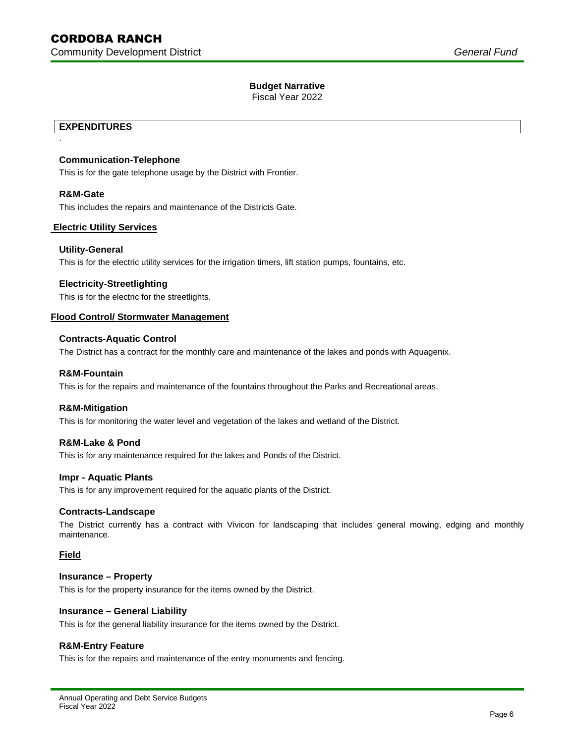## Budget Narrative

Fiscal Year 2022

### EXPENDITURES

.

**Communication-Telephone**

This is for the gate telephone usage by the District with Frontier.

**R&M-Gate**

This includes the repairs and maintenance of the Districts Gate.

### Electric Utility Services

**Utility-General**

This is for the electric utility services for the irrigation timers, lift station pumps, fountains, etc.

**Electricity-Streetlighting**

This is for the electric for the streetlights.

### Flood Control/ Stormwater Management

**Contracts-Aquatic Control**

The District has a contract for the monthly care and maintenance of the lakes and ponds with Aquagenix.

**R&M-Fountain**

This is for the repairs and maintenance of the fountains throughout the Parks and Recreational areas.

**R&M-Mitigation**

This is for monitoring the water level and vegetation of the lakes and wetland of the District.

**R&M-Lake & Pond**

This is for any maintenance required for the lakes and Ponds of the District.

**Impr - Aquatic Plants**

This is for any improvement required for the aquatic plants of the District.

**Contracts-Landscape**

The District currently has a contract with Vivicon for landscaping that includes general mowing, edging and monthly maintenance.

### Field

**Insurance – Property**

This is for the property insurance for the items owned by the District.

**Insurance – General Liability**

This is for the general liability insurance for the items owned by the District.

**R&M-Entry Feature**

This is for the repairs and maintenance of the entry monuments and fencing.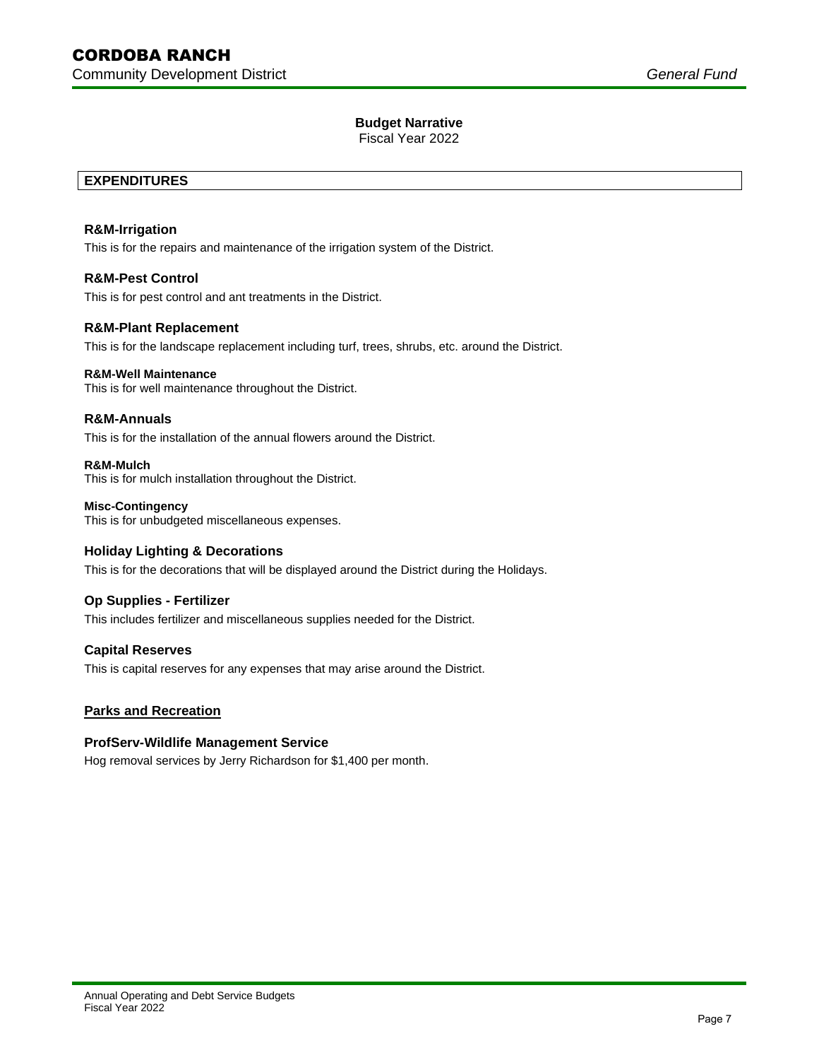## Budget Narrative

Fiscal Year 2022

### EXPENDITURES

**R&M-Irrigation**

This is for the repairs and maintenance of the irrigation system of the District.

**R&M-Pest Control**

This is for pest control and ant treatments in the District.

**R&M-Plant Replacement**

This is for the landscape replacement including turf, trees, shrubs, etc. around the District.

**R&M-Well Maintenance**

This is for well maintenance throughout the District.

**R&M-Annuals**

This is for the installation of the annual flowers around the District.

**R&M-Mulch**

This is for mulch installation throughout the District.

**Misc-Contingency**

This is for unbudgeted miscellaneous expenses.

**Holiday Lighting & Decorations**

This is for the decorations that will be displayed around the District during the Holidays.

**Op Supplies - Fertilizer**

This includes fertilizer and miscellaneous supplies needed for the District.

**Capital Reserves**

This is capital reserves for any expenses that may arise around the District.

**Parks and Recreation**

**ProfServ-Wildlife Management Service**

Hog removal services by Jerry Richardson for $1,400 per month.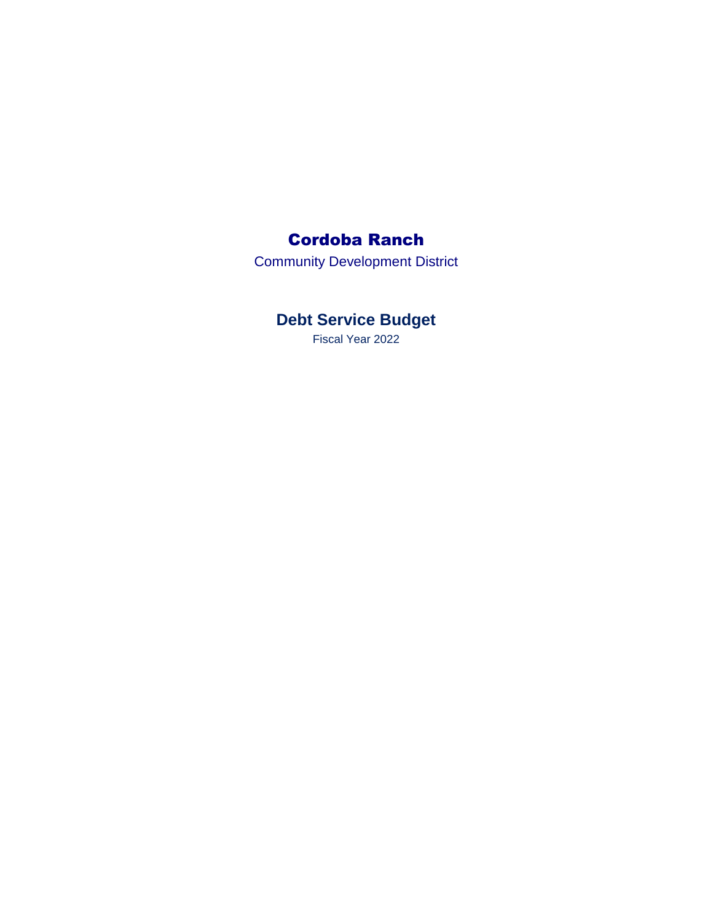# Cordoba Ranch

Community Development District

## Debt Service Budget

Fiscal Year 2022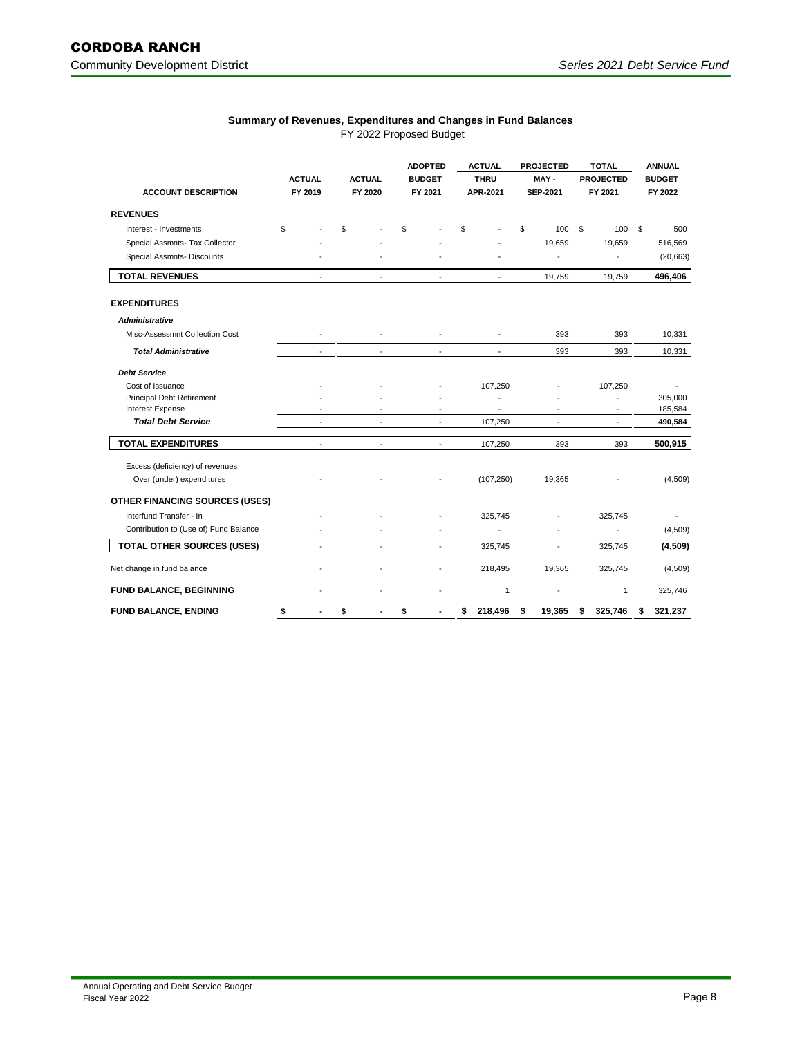# CORDOBA RANCH

Community Development District

*Series 2021 Debt Service Fund*

**Summary of Revenues, Expenditures and Changes in Fund Balances**

FY 2022 Proposed Budget

| ACCOUNT DESCRIPTION | ACTUAL FY 2019 | ACTUAL FY 2020 | ADOPTED BUDGET FY 2021 | ACTUAL THRU APR-2021 | PROJECTED MAY - SEP-2021 | TOTAL PROJECTED FY 2021 | ANNUAL BUDGET FY 2022 |
|---|---|---|---|---|---|---|---|
| **REVENUES** | | | | | | | |
| Interest - Investments | $ - | $ - | $ - | $ - | $ 100 | $ 100 | $ 500 |
| Special Assmnts- Tax Collector | - | - | - | - | 19,659 | 19,659 | 516,569 |
| Special Assmnts- Discounts | - | - | - | - | - | - | (20,663) |
| **TOTAL REVENUES** | - | - | - | - | 19,759 | 19,759 | **496,406** |
| **EXPENDITURES** | | | | | | | |
| ***Administrative*** | | | | | | | |
| Misc-Assessmnt Collection Cost | - | - | - | - | 393 | 393 | 10,331 |
| ***Total Administrative*** | - | - | - | - | 393 | 393 | 10,331 |
| ***Debt Service*** | | | | | | | |
| Cost of Issuance | - | - | - | 107,250 | - | 107,250 | - |
| Principal Debt Retirement | - | - | - | - | - | - | 305,000 |
| Interest Expense | - | - | - | - | - | - | 185,584 |
| ***Total Debt Service*** | - | - | - | 107,250 | - | - | **490,584** |
| **TOTAL EXPENDITURES** | - | - | - | 107,250 | 393 | 393 | **500,915** |
| Excess (deficiency) of revenues Over (under) expenditures | - | - | - | (107,250) | 19,365 | - | (4,509) |
| **OTHER FINANCING SOURCES (USES)** | | | | | | | |
| Interfund Transfer - In | - | - | - | 325,745 | - | 325,745 | - |
| Contribution to (Use of) Fund Balance | - | - | - | - | - | - | (4,509) |
| **TOTAL OTHER SOURCES (USES)** | - | - | - | 325,745 | - | 325,745 | **(4,509)** |
| Net change in fund balance | - | - | - | 218,495 | 19,365 | 325,745 | (4,509) |
| **FUND BALANCE, BEGINNING** | - | - | - | 1 | - | 1 | 325,746 |
| **FUND BALANCE, ENDING** | **$ -** | **$ -** | **$ -** | **$ 218,496** | **$ 19,365** | **$ 325,746** | **$ 321,237** |

Annual Operating and Debt Service Budget
Fiscal Year 2022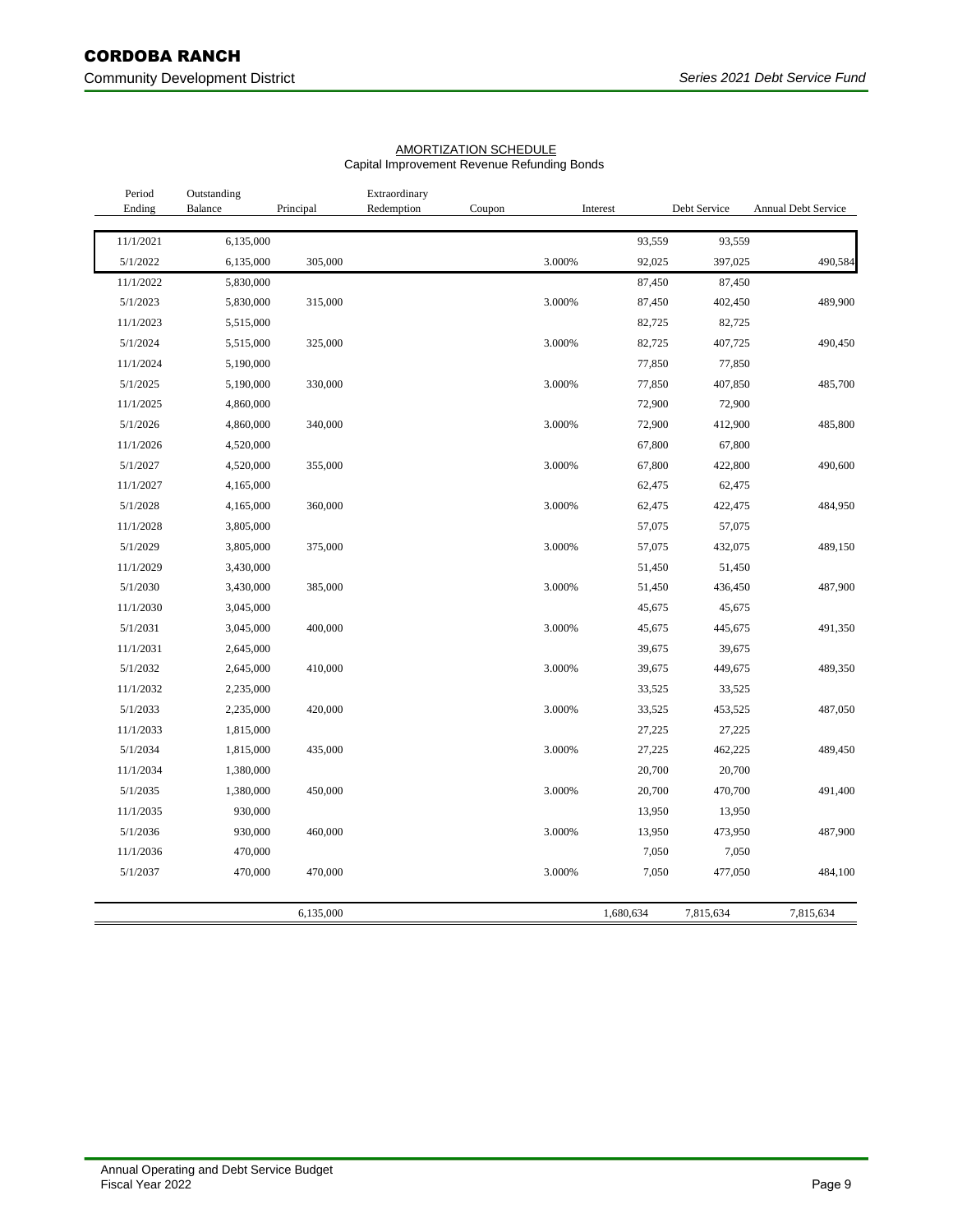# CORDOBA RANCH

Community Development District

*Series 2021 Debt Service Fund*

AMORTIZATION SCHEDULE
Capital Improvement Revenue Refunding Bonds

| Period Ending | Outstanding Balance | Principal | Extraordinary Redemption | Coupon | Interest | Debt Service | Annual Debt Service |
|---|---|---|---|---|---|---|---|
| 11/1/2021 | 6,135,000 | | | | 93,559 | 93,559 | |
| 5/1/2022 | 6,135,000 | 305,000 | | 3.000% | 92,025 | 397,025 | 490,584 |
| 11/1/2022 | 5,830,000 | | | | 87,450 | 87,450 | |
| 5/1/2023 | 5,830,000 | 315,000 | | 3.000% | 87,450 | 402,450 | 489,900 |
| 11/1/2023 | 5,515,000 | | | | 82,725 | 82,725 | |
| 5/1/2024 | 5,515,000 | 325,000 | | 3.000% | 82,725 | 407,725 | 490,450 |
| 11/1/2024 | 5,190,000 | | | | 77,850 | 77,850 | |
| 5/1/2025 | 5,190,000 | 330,000 | | 3.000% | 77,850 | 407,850 | 485,700 |
| 11/1/2025 | 4,860,000 | | | | 72,900 | 72,900 | |
| 5/1/2026 | 4,860,000 | 340,000 | | 3.000% | 72,900 | 412,900 | 485,800 |
| 11/1/2026 | 4,520,000 | | | | 67,800 | 67,800 | |
| 5/1/2027 | 4,520,000 | 355,000 | | 3.000% | 67,800 | 422,800 | 490,600 |
| 11/1/2027 | 4,165,000 | | | | 62,475 | 62,475 | |
| 5/1/2028 | 4,165,000 | 360,000 | | 3.000% | 62,475 | 422,475 | 484,950 |
| 11/1/2028 | 3,805,000 | | | | 57,075 | 57,075 | |
| 5/1/2029 | 3,805,000 | 375,000 | | 3.000% | 57,075 | 432,075 | 489,150 |
| 11/1/2029 | 3,430,000 | | | | 51,450 | 51,450 | |
| 5/1/2030 | 3,430,000 | 385,000 | | 3.000% | 51,450 | 436,450 | 487,900 |
| 11/1/2030 | 3,045,000 | | | | 45,675 | 45,675 | |
| 5/1/2031 | 3,045,000 | 400,000 | | 3.000% | 45,675 | 445,675 | 491,350 |
| 11/1/2031 | 2,645,000 | | | | 39,675 | 39,675 | |
| 5/1/2032 | 2,645,000 | 410,000 | | 3.000% | 39,675 | 449,675 | 489,350 |
| 11/1/2032 | 2,235,000 | | | | 33,525 | 33,525 | |
| 5/1/2033 | 2,235,000 | 420,000 | | 3.000% | 33,525 | 453,525 | 487,050 |
| 11/1/2033 | 1,815,000 | | | | 27,225 | 27,225 | |
| 5/1/2034 | 1,815,000 | 435,000 | | 3.000% | 27,225 | 462,225 | 489,450 |
| 11/1/2034 | 1,380,000 | | | | 20,700 | 20,700 | |
| 5/1/2035 | 1,380,000 | 450,000 | | 3.000% | 20,700 | 470,700 | 491,400 |
| 11/1/2035 | 930,000 | | | | 13,950 | 13,950 | |
| 5/1/2036 | 930,000 | 460,000 | | 3.000% | 13,950 | 473,950 | 487,900 |
| 11/1/2036 | 470,000 | | | | 7,050 | 7,050 | |
| 5/1/2037 | 470,000 | 470,000 | | 3.000% | 7,050 | 477,050 | 484,100 |
| | | 6,135,000 | | | 1,680,634 | 7,815,634 | 7,815,634 |

Annual Operating and Debt Service Budget
Fiscal Year 2022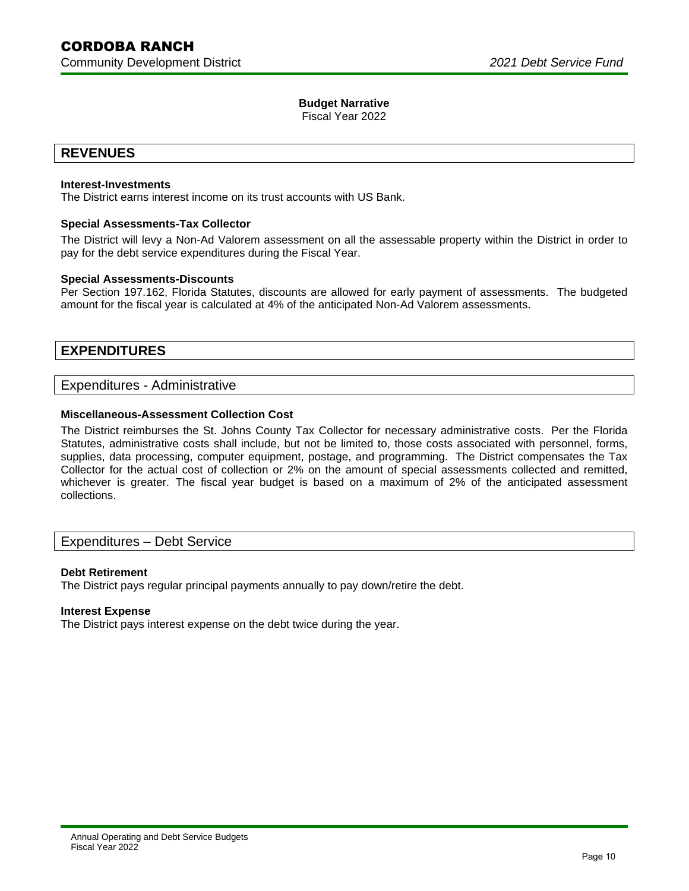# CORDOBA RANCH

Community Development District — *2021 Debt Service Fund*

**Budget Narrative**
Fiscal Year 2022

## REVENUES

**Interest-Investments**
The District earns interest income on its trust accounts with US Bank.

**Special Assessments-Tax Collector**
The District will levy a Non-Ad Valorem assessment on all the assessable property within the District in order to pay for the debt service expenditures during the Fiscal Year.

**Special Assessments-Discounts**
Per Section 197.162, Florida Statutes, discounts are allowed for early payment of assessments. The budgeted amount for the fiscal year is calculated at 4% of the anticipated Non-Ad Valorem assessments.

## EXPENDITURES

### Expenditures - Administrative

**Miscellaneous-Assessment Collection Cost**
The District reimburses the St. Johns County Tax Collector for necessary administrative costs. Per the Florida Statutes, administrative costs shall include, but not be limited to, those costs associated with personnel, forms, supplies, data processing, computer equipment, postage, and programming. The District compensates the Tax Collector for the actual cost of collection or 2% on the amount of special assessments collected and remitted, whichever is greater. The fiscal year budget is based on a maximum of 2% of the anticipated assessment collections.

### Expenditures – Debt Service

**Debt Retirement**
The District pays regular principal payments annually to pay down/retire the debt.

**Interest Expense**
The District pays interest expense on the debt twice during the year.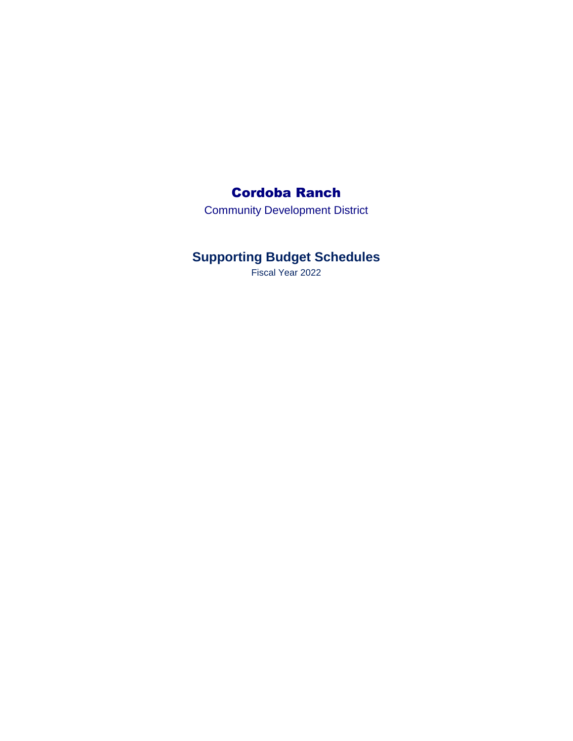# Cordoba Ranch

Community Development District

## Supporting Budget Schedules

Fiscal Year 2022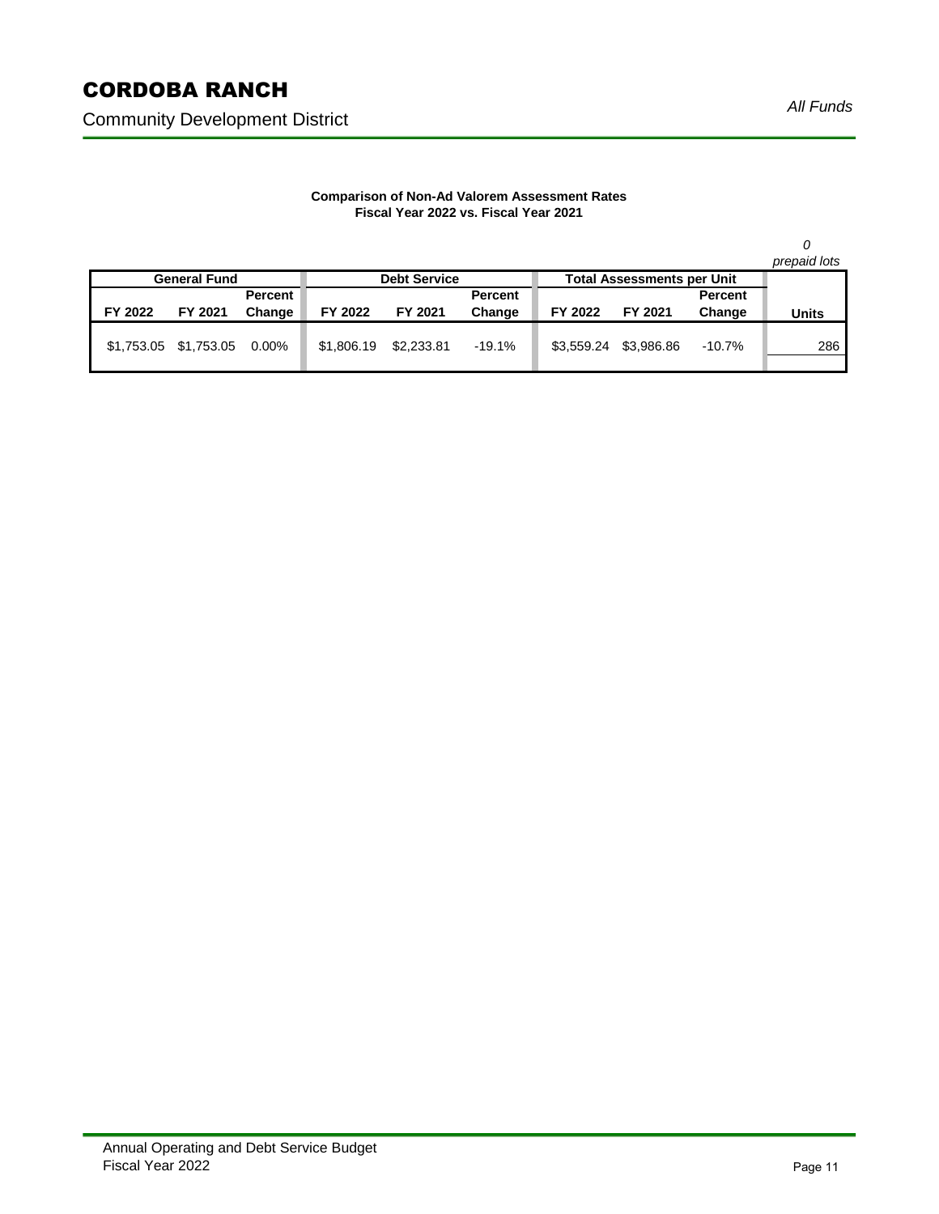# CORDOBA RANCH

Community Development District

*All Funds*

**Comparison of Non-Ad Valorem Assessment Rates**
**Fiscal Year 2022 vs. Fiscal Year 2021**

| General Fund | | | Debt Service | | | Total Assessments per Unit | | | *0 prepaid lots* |
|---|---|---|---|---|---|---|---|---|---|
| **FY 2022** | **FY 2021** | **Percent Change** | **FY 2022** | **FY 2021** | **Percent Change** | **FY 2022** | **FY 2021** | **Percent Change** | **Units** |
| $1,753.05 | $1,753.05 | 0.00% | $1,806.19 | $2,233.81 | -19.1% | $3,559.24 | $3,986.86 | -10.7% | 286 |

Annual Operating and Debt Service Budget
Fiscal Year 2022